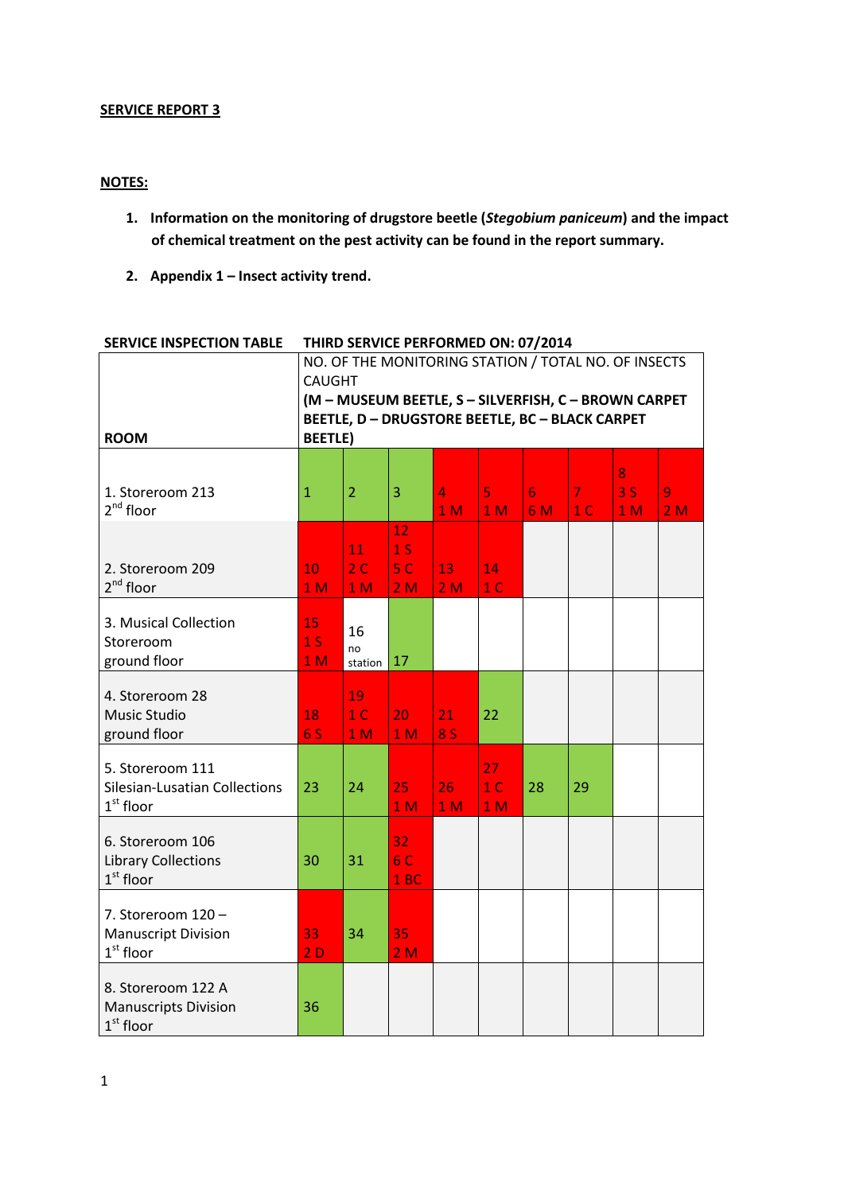**SERVICE REPORT 3**

**NOTES:**

1. **Information on the monitoring of drugstore beetle (*Stegobium paniceum*) and the impact of chemical treatment on the pest activity can be found in the report summary.**
2. **Appendix 1 – Insect activity trend.**

**SERVICE INSPECTION TABLE** **THIRD SERVICE PERFORMED ON: 07/2014**

| ROOM | NO. OF THE MONITORING STATION / TOTAL NO. OF INSECTS CAUGHT **(M – MUSEUM BEETLE, S – SILVERFISH, C – BROWN CARPET BEETLE, D – DRUGSTORE BEETLE, BC – BLACK CARPET BEETLE)** | | | | | | | | |
|---|---|---|---|---|---|---|---|---|---|
| 1. Storeroom 213 2nd floor | 1 | 2 | 3 | 4 1 M | 5 1 M | 6 6 M | 7 1 C | 8 3 S 1 M | 9 2 M |
| 2. Storeroom 209 2nd floor | 10 1 M | 11 2 C 1 M | 12 1 S 5 C 2 M | 13 2 M | 14 1 C | | | | |
| 3. Musical Collection Storeroom ground floor | 15 1 S 1 M | 16 no station | 17 | | | | | | |
| 4. Storeroom 28 Music Studio ground floor | 18 6 S | 19 1 C 1 M | 20 1 M | 21 8 S | 22 | | | | |
| 5. Storeroom 111 Silesian-Lusatian Collections 1st floor | 23 | 24 | 25 1 M | 26 1 M | 27 1 C 1 M | 28 | 29 | | |
| 6. Storeroom 106 Library Collections 1st floor | 30 | 31 | 32 6 C 1 BC | | | | | | |
| 7. Storeroom 120 – Manuscript Division 1st floor | 33 2 D | 34 | 35 2 M | | | | | | |
| 8. Storeroom 122 A Manuscripts Division 1st floor | 36 | | | | | | | | |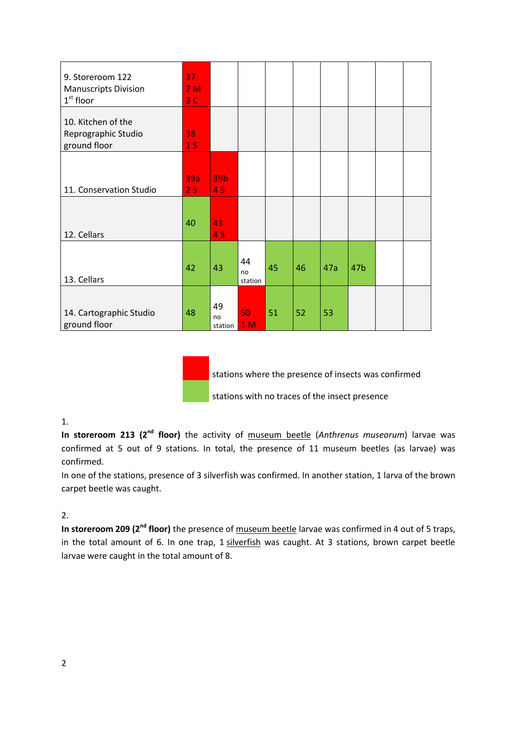| | | | | | | | | | |
|---|---|---|---|---|---|---|---|---|---|
| 9. Storeroom 122 Manuscripts Division 1st floor | 37 2 M 3 C | | | | | | | | |
| 10. Kitchen of the Reprographic Studio ground floor | 38 1 S | | | | | | | | |
| 11. Conservation Studio | 39a 2 S | 39b 4 S | | | | | | | |
| 12. Cellars | 40 | 41 4 S | | | | | | | |
| 13. Cellars | 42 | 43 | 44 no station | 45 | 46 | 47a | 47b | | |
| 14. Cartographic Studio ground floor | 48 | 49 no station | 50 1 M | 51 | 52 | 53 | | | |

Red: stations where the presence of insects was confirmed (37, 38, 39a, 39b, 41, 50)

Green: stations with no traces of the insect presence (40, 42, 43, 45, 46, 47a, 47b, 48, 51, 52, 53)

1.

**In storeroom 213 (2nd floor)** the activity of museum beetle (*Anthrenus museorum*) larvae was confirmed at 5 out of 9 stations. In total, the presence of 11 museum beetles (as larvae) was confirmed.

In one of the stations, presence of 3 silverfish was confirmed. In another station, 1 larva of the brown carpet beetle was caught.

2.

**In storeroom 209 (2nd floor)** the presence of museum beetle larvae was confirmed in 4 out of 5 traps, in the total amount of 6. In one trap, 1 silverfish was caught. At 3 stations, brown carpet beetle larvae were caught in the total amount of 8.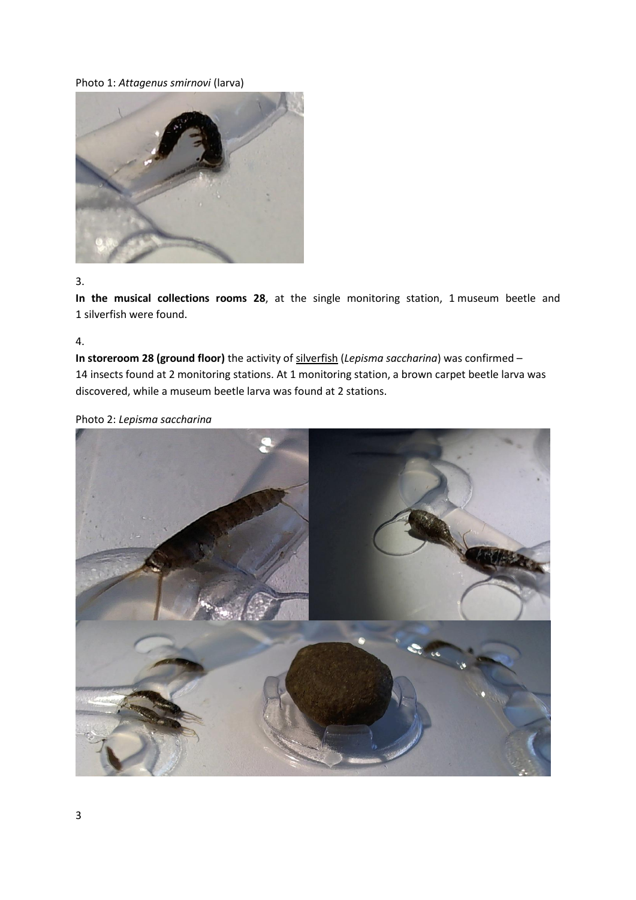Photo 1: *Attagenus smirnovi* (larva)

3.

**In the musical collections rooms 28**, at the single monitoring station, 1 museum beetle and 1 silverfish were found.

4.

**In storeroom 28 (ground floor)** the activity of silverfish (*Lepisma saccharina*) was confirmed – 14 insects found at 2 monitoring stations. At 1 monitoring station, a brown carpet beetle larva was discovered, while a museum beetle larva was found at 2 stations.

Photo 2: *Lepisma saccharina*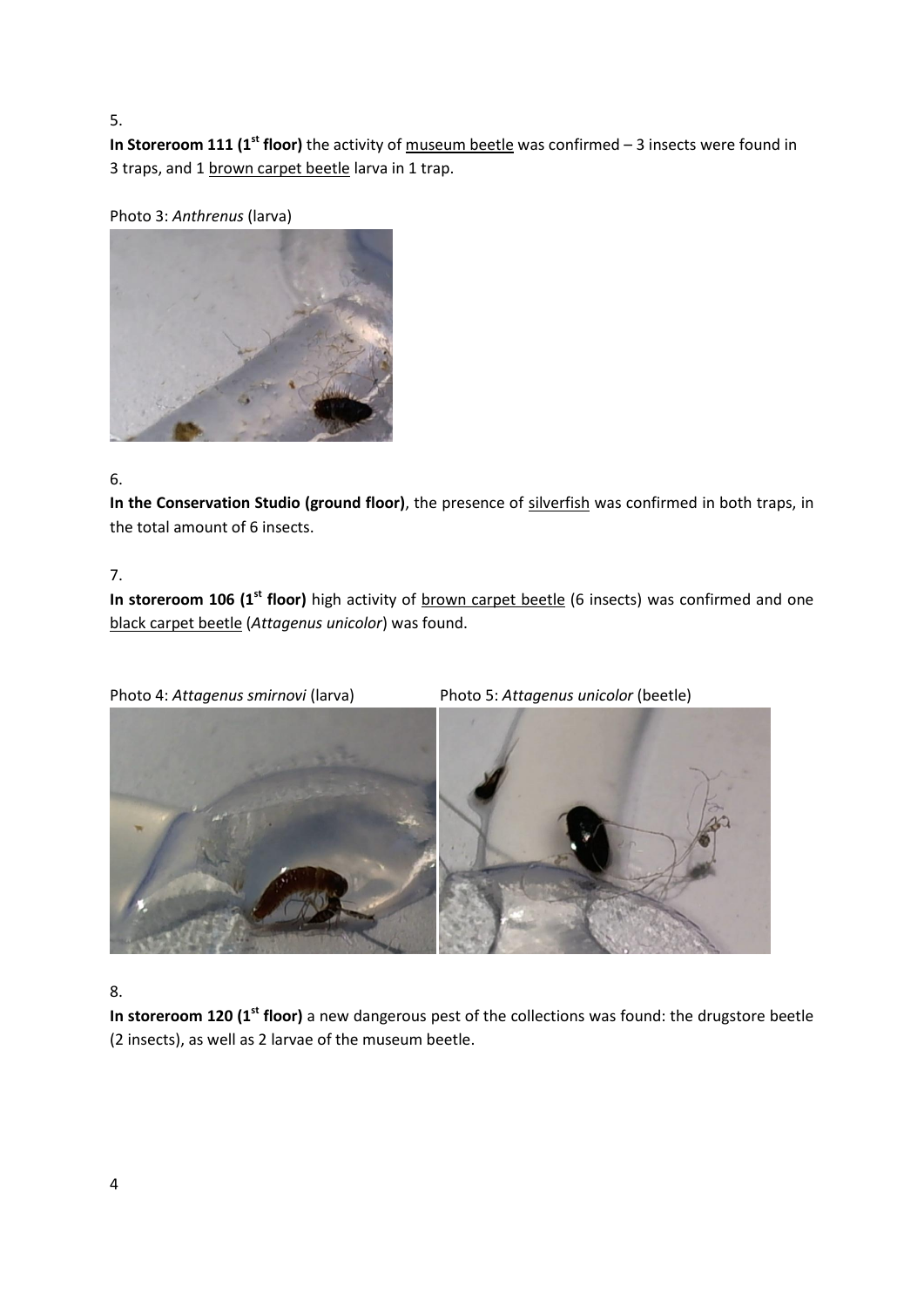5.

**In Storeroom 111 (1st floor)** the activity of museum beetle was confirmed – 3 insects were found in 3 traps, and 1 brown carpet beetle larva in 1 trap.

Photo 3: *Anthrenus* (larva)

6.

**In the Conservation Studio (ground floor)**, the presence of silverfish was confirmed in both traps, in the total amount of 6 insects.

7.

**In storeroom 106 (1st floor)** high activity of brown carpet beetle (6 insects) was confirmed and one black carpet beetle (*Attagenus unicolor*) was found.

Photo 4: *Attagenus smirnovi* (larva)

Photo 5: *Attagenus unicolor* (beetle)

8.

**In storeroom 120 (1st floor)** a new dangerous pest of the collections was found: the drugstore beetle (2 insects), as well as 2 larvae of the museum beetle.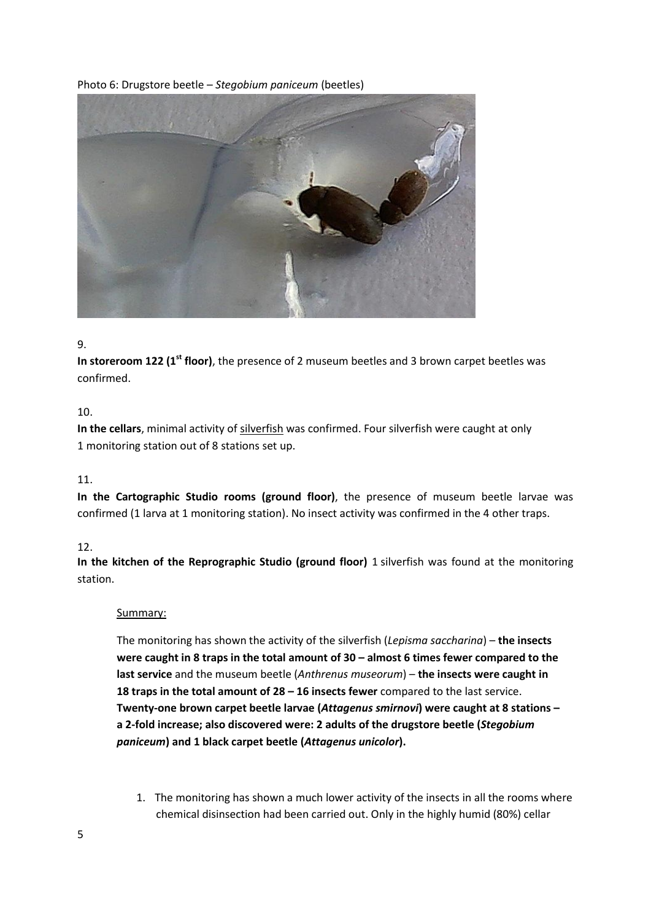Photo 6: Drugstore beetle – *Stegobium paniceum* (beetles)

9.

**In storeroom 122 (1st floor)**, the presence of 2 museum beetles and 3 brown carpet beetles was confirmed.

10.

**In the cellars**, minimal activity of silverfish was confirmed. Four silverfish were caught at only 1 monitoring station out of 8 stations set up.

11.

**In the Cartographic Studio rooms (ground floor)**, the presence of museum beetle larvae was confirmed (1 larva at 1 monitoring station). No insect activity was confirmed in the 4 other traps.

12.

**In the kitchen of the Reprographic Studio (ground floor)** 1 silverfish was found at the monitoring station.

Summary:

The monitoring has shown the activity of the silverfish (*Lepisma saccharina*) – **the insects were caught in 8 traps in the total amount of 30 – almost 6 times fewer compared to the last service** and the museum beetle (*Anthrenus museorum*) – **the insects were caught in 18 traps in the total amount of 28 – 16 insects fewer** compared to the last service. **Twenty-one brown carpet beetle larvae (*Attagenus smirnovi*) were caught at 8 stations – a 2-fold increase; also discovered were: 2 adults of the drugstore beetle (*Stegobium paniceum*) and 1 black carpet beetle (*Attagenus unicolor*).**

1. The monitoring has shown a much lower activity of the insects in all the rooms where chemical disinsection had been carried out. Only in the highly humid (80%) cellar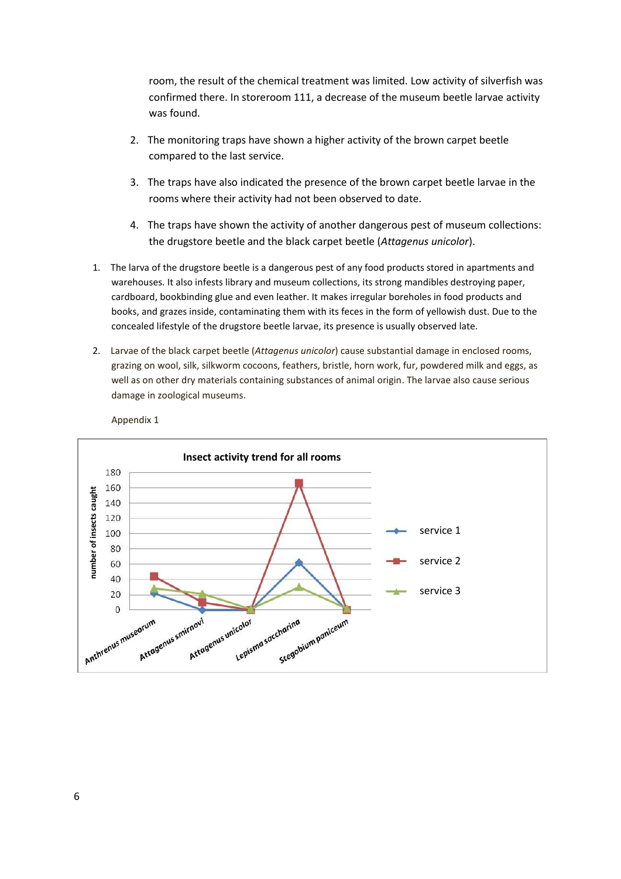room, the result of the chemical treatment was limited. Low activity of silverfish was confirmed there. In storeroom 111, a decrease of the museum beetle larvae activity was found.

2. The monitoring traps have shown a higher activity of the brown carpet beetle compared to the last service.

3. The traps have also indicated the presence of the brown carpet beetle larvae in the rooms where their activity had not been observed to date.

4. The traps have shown the activity of another dangerous pest of museum collections: the drugstore beetle and the black carpet beetle (*Attagenus unicolor*).

1. The larva of the drugstore beetle is a dangerous pest of any food products stored in apartments and warehouses. It also infests library and museum collections, its strong mandibles destroying paper, cardboard, bookbinding glue and even leather. It makes irregular boreholes in food products and books, and grazes inside, contaminating them with its feces in the form of yellowish dust. Due to the concealed lifestyle of the drugstore beetle larvae, its presence is usually observed late.

2. Larvae of the black carpet beetle (*Attagenus unicolor*) cause substantial damage in enclosed rooms, grazing on wool, silk, silkworm cocoons, feathers, bristle, horn work, fur, powdered milk and eggs, as well as on other dry materials containing substances of animal origin. The larvae also cause serious damage in zoological museums.

Appendix 1

Insect activity trend for all rooms

number of insects caught

180
160
140
120
100
80
60
40
20
0

Anthrenus museorum
Attagenus smirnovi
Attagenus unicolor
Lepisma saccharina
Stegobium paniceum

service 1
service 2
service 3